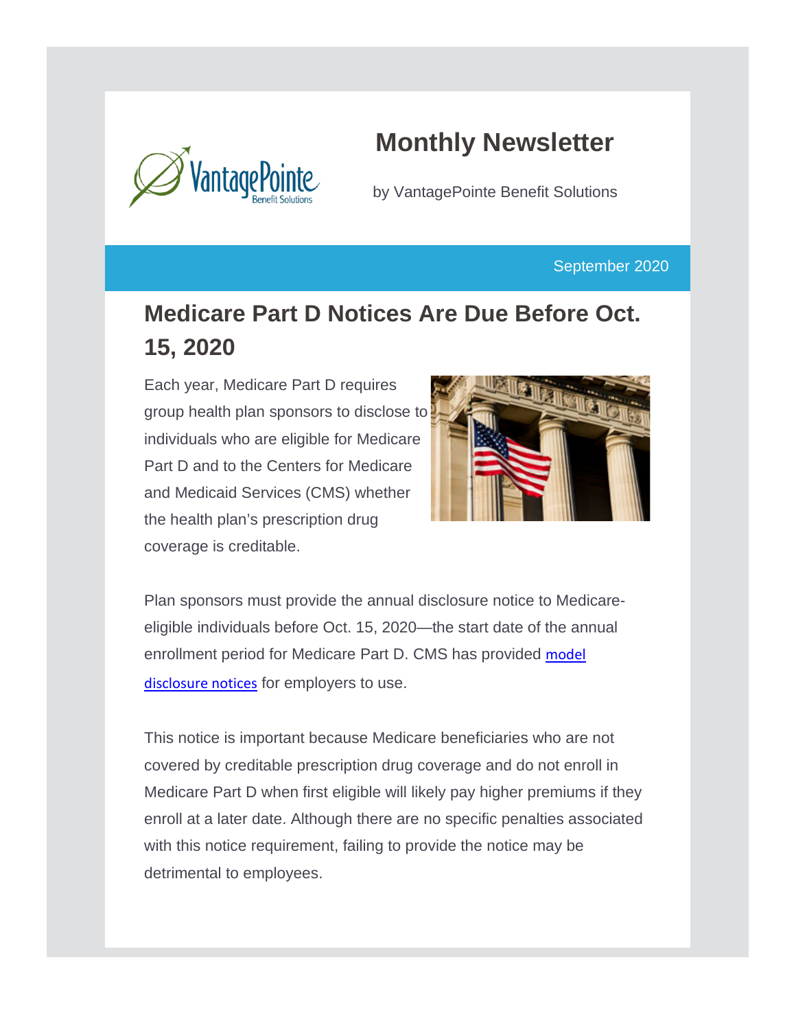# Monthly Newsletter

by VantagePointe Benefit Solutions

September 2020

## Medicare Part D Notices Are Due Before Oct. 15, 2020

Each year, Medicare Part D requires group health plan sponsors to disclose to individuals who are eligible for Medicare Part D and to the Centers for Medicare and Medicaid Services (CMS) whether the health plan's prescription drug coverage is creditable.

Plan sponsors must provide the annual disclosure notice to Medicare-eligible individuals before Oct. 15, 2020—the start date of the annual enrollment period for Medicare Part D. CMS has provided model disclosure notices for employers to use.

This notice is important because Medicare beneficiaries who are not covered by creditable prescription drug coverage and do not enroll in Medicare Part D when first eligible will likely pay higher premiums if they enroll at a later date. Although there are no specific penalties associated with this notice requirement, failing to provide the notice may be detrimental to employees.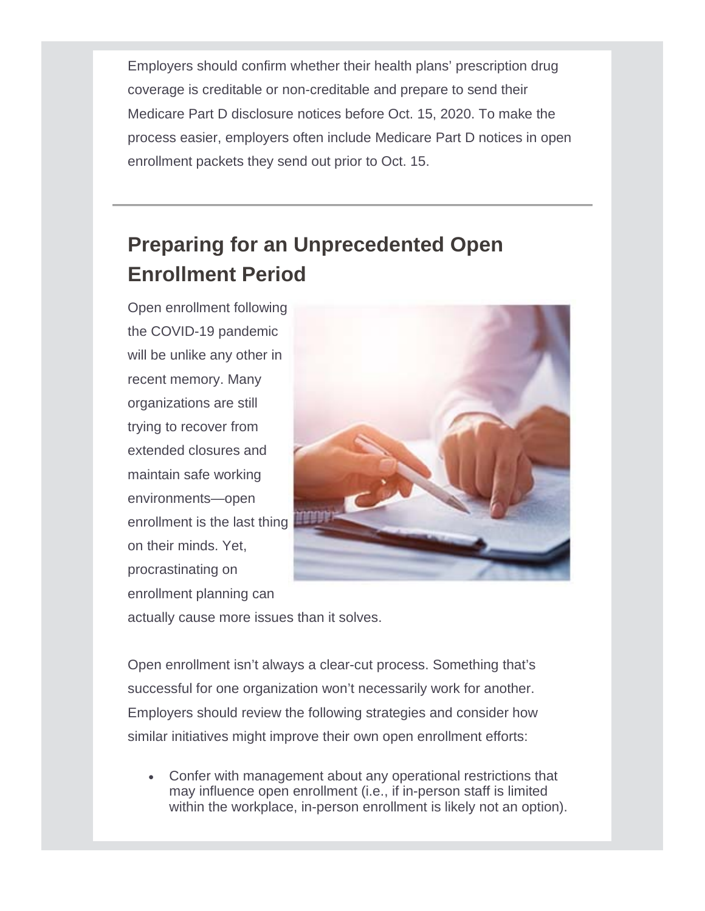Employers should confirm whether their health plans' prescription drug coverage is creditable or non-creditable and prepare to send their Medicare Part D disclosure notices before Oct. 15, 2020. To make the process easier, employers often include Medicare Part D notices in open enrollment packets they send out prior to Oct. 15.

---

## Preparing for an Unprecedented Open Enrollment Period

Open enrollment following the COVID-19 pandemic will be unlike any other in recent memory. Many organizations are still trying to recover from extended closures and maintain safe working environments—open enrollment is the last thing on their minds. Yet, procrastinating on enrollment planning can actually cause more issues than it solves.

Open enrollment isn't always a clear-cut process. Something that's successful for one organization won't necessarily work for another. Employers should review the following strategies and consider how similar initiatives might improve their own open enrollment efforts:

- Confer with management about any operational restrictions that may influence open enrollment (i.e., if in-person staff is limited within the workplace, in-person enrollment is likely not an option).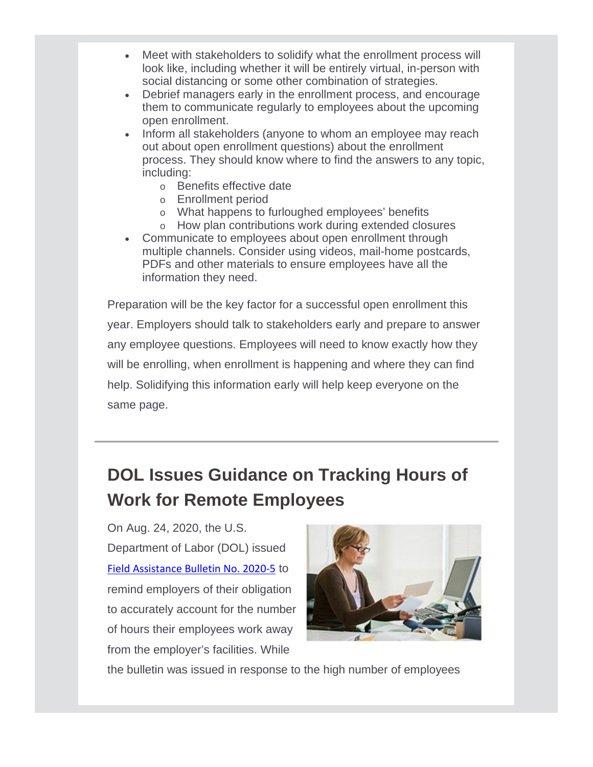- Meet with stakeholders to solidify what the enrollment process will look like, including whether it will be entirely virtual, in-person with social distancing or some other combination of strategies.
- Debrief managers early in the enrollment process, and encourage them to communicate regularly to employees about the upcoming open enrollment.
- Inform all stakeholders (anyone to whom an employee may reach out about open enrollment questions) about the enrollment process. They should know where to find the answers to any topic, including:
    - Benefits effective date
    - Enrollment period
    - What happens to furloughed employees' benefits
    - How plan contributions work during extended closures
- Communicate to employees about open enrollment through multiple channels. Consider using videos, mail-home postcards, PDFs and other materials to ensure employees have all the information they need.

Preparation will be the key factor for a successful open enrollment this year. Employers should talk to stakeholders early and prepare to answer any employee questions. Employees will need to know exactly how they will be enrolling, when enrollment is happening and where they can find help. Solidifying this information early will help keep everyone on the same page.

---

## DOL Issues Guidance on Tracking Hours of Work for Remote Employees

On Aug. 24, 2020, the U.S. Department of Labor (DOL) issued Field Assistance Bulletin No. 2020-5 to remind employers of their obligation to accurately account for the number of hours their employees work away from the employer's facilities. While the bulletin was issued in response to the high number of employees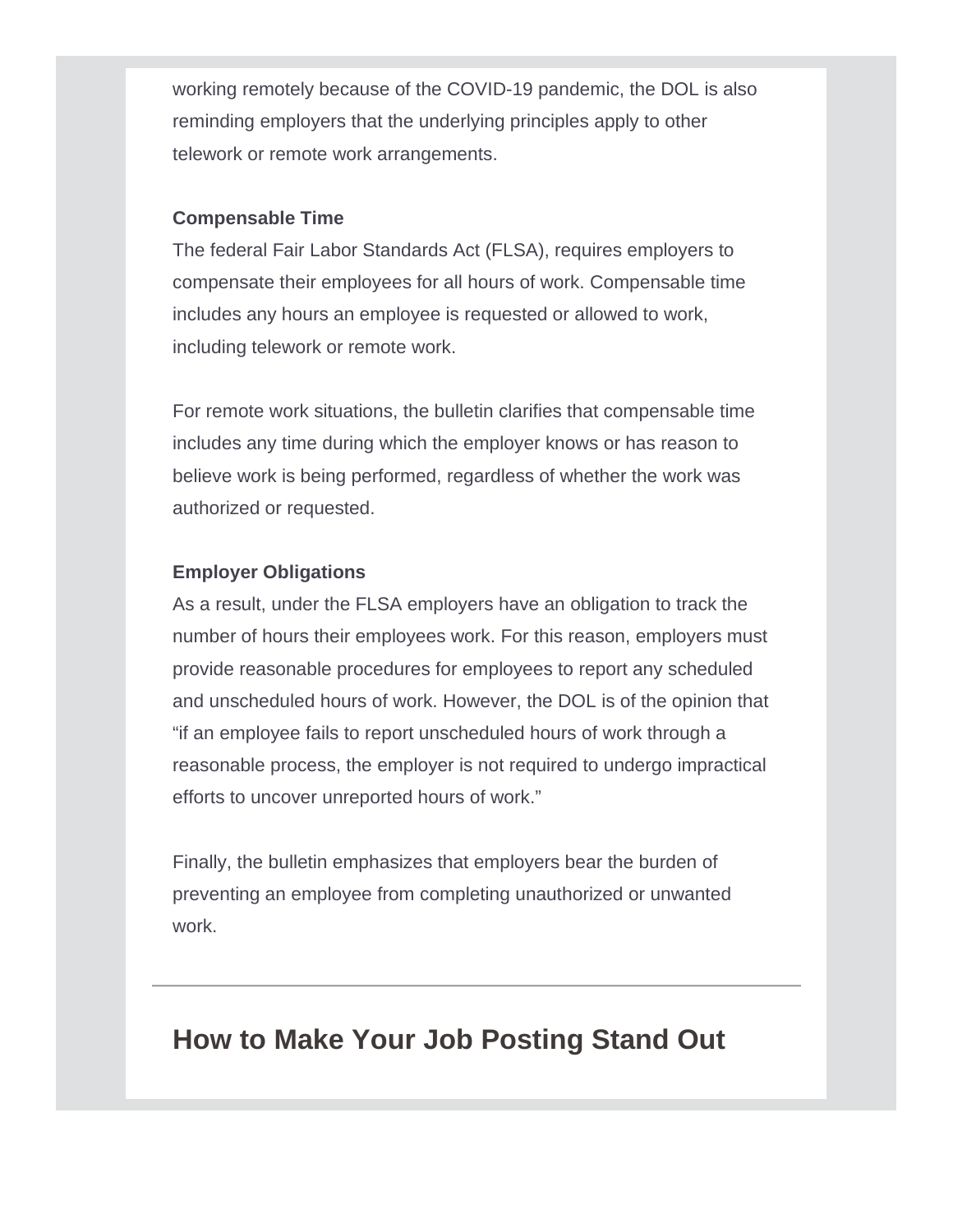working remotely because of the COVID-19 pandemic, the DOL is also reminding employers that the underlying principles apply to other telework or remote work arrangements.

**Compensable Time**

The federal Fair Labor Standards Act (FLSA), requires employers to compensate their employees for all hours of work. Compensable time includes any hours an employee is requested or allowed to work, including telework or remote work.

For remote work situations, the bulletin clarifies that compensable time includes any time during which the employer knows or has reason to believe work is being performed, regardless of whether the work was authorized or requested.

**Employer Obligations**

As a result, under the FLSA employers have an obligation to track the number of hours their employees work. For this reason, employers must provide reasonable procedures for employees to report any scheduled and unscheduled hours of work. However, the DOL is of the opinion that "if an employee fails to report unscheduled hours of work through a reasonable process, the employer is not required to undergo impractical efforts to uncover unreported hours of work."

Finally, the bulletin emphasizes that employers bear the burden of preventing an employee from completing unauthorized or unwanted work.

---

## How to Make Your Job Posting Stand Out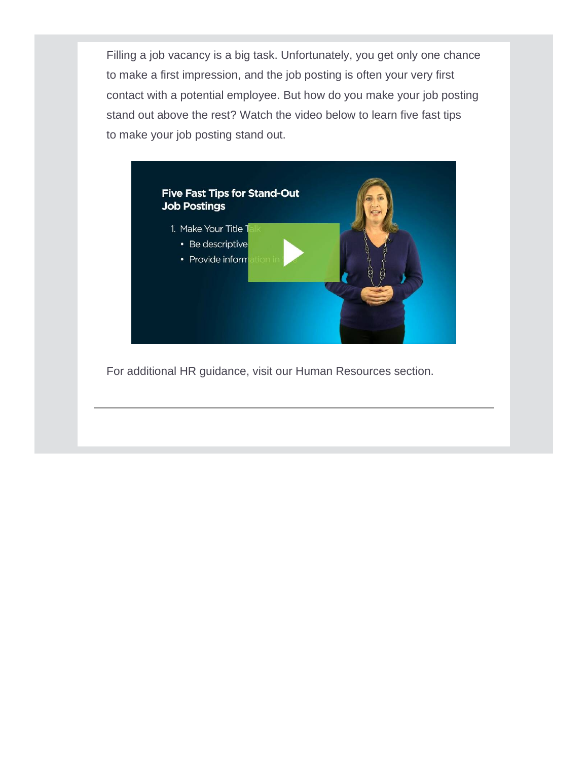Filling a job vacancy is a big task. Unfortunately, you get only one chance to make a first impression, and the job posting is often your very first contact with a potential employee. But how do you make your job posting stand out above the rest? Watch the video below to learn five fast tips to make your job posting stand out.

For additional HR guidance, visit our Human Resources section.

---